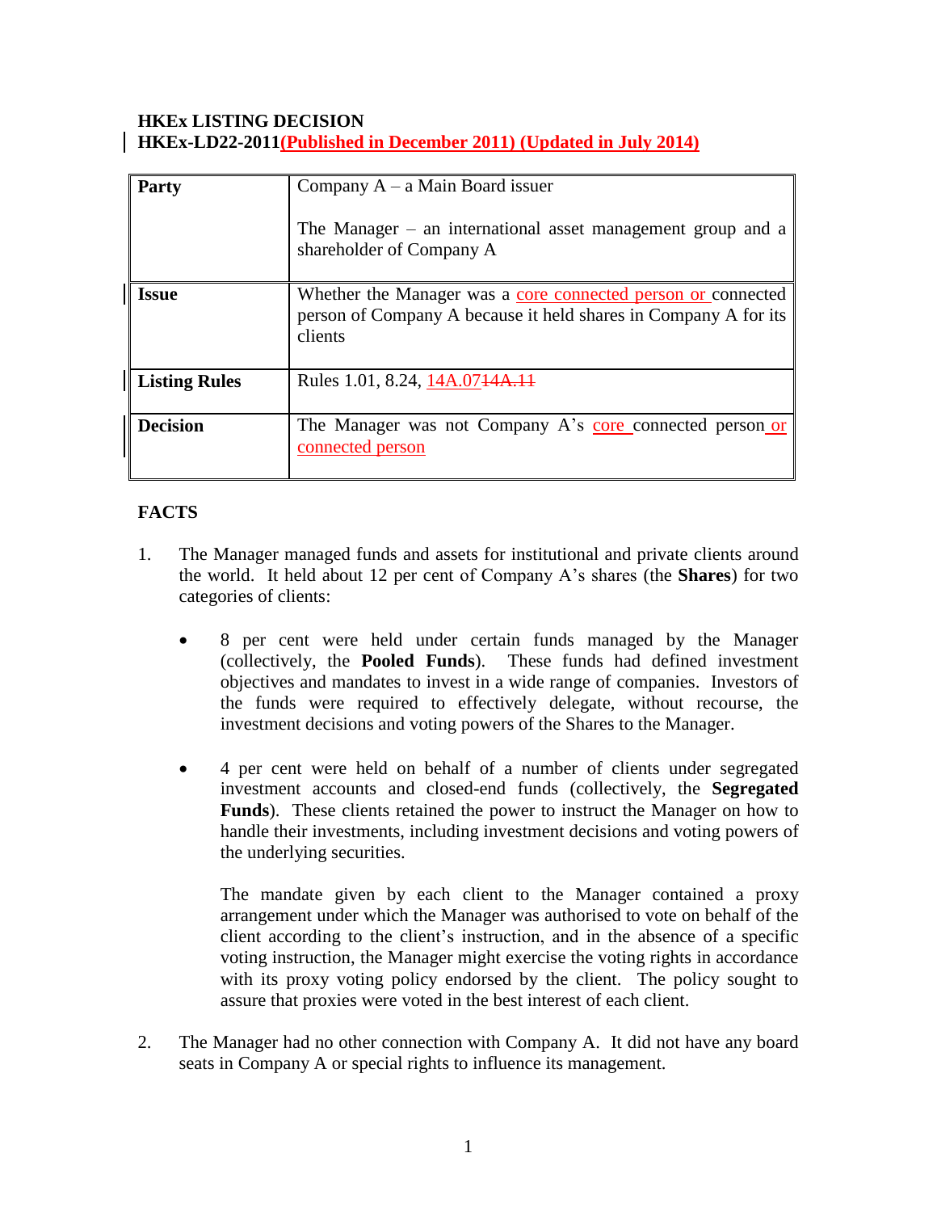**HKEx LISTING DECISION**
**HKEx-LD22-2011(Published in December 2011) (Updated in July 2014)**

| Party | Company A – a Main Board issuer<br><br>The Manager – an international asset management group and a shareholder of Company A |
|---|---|
| Issue | Whether the Manager was a core connected person or connected person of Company A because it held shares in Company A for its clients |
| Listing Rules | Rules 1.01, 8.24, 14A.07~~14A.11~~ |
| Decision | The Manager was not Company A's core connected person or connected person |

## FACTS

1. The Manager managed funds and assets for institutional and private clients around the world. It held about 12 per cent of Company A's shares (the **Shares**) for two categories of clients:

   - 8 per cent were held under certain funds managed by the Manager (collectively, the **Pooled Funds**). These funds had defined investment objectives and mandates to invest in a wide range of companies. Investors of the funds were required to effectively delegate, without recourse, the investment decisions and voting powers of the Shares to the Manager.

   - 4 per cent were held on behalf of a number of clients under segregated investment accounts and closed-end funds (collectively, the **Segregated Funds**). These clients retained the power to instruct the Manager on how to handle their investments, including investment decisions and voting powers of the underlying securities.

     The mandate given by each client to the Manager contained a proxy arrangement under which the Manager was authorised to vote on behalf of the client according to the client's instruction, and in the absence of a specific voting instruction, the Manager might exercise the voting rights in accordance with its proxy voting policy endorsed by the client. The policy sought to assure that proxies were voted in the best interest of each client.

2. The Manager had no other connection with Company A. It did not have any board seats in Company A or special rights to influence its management.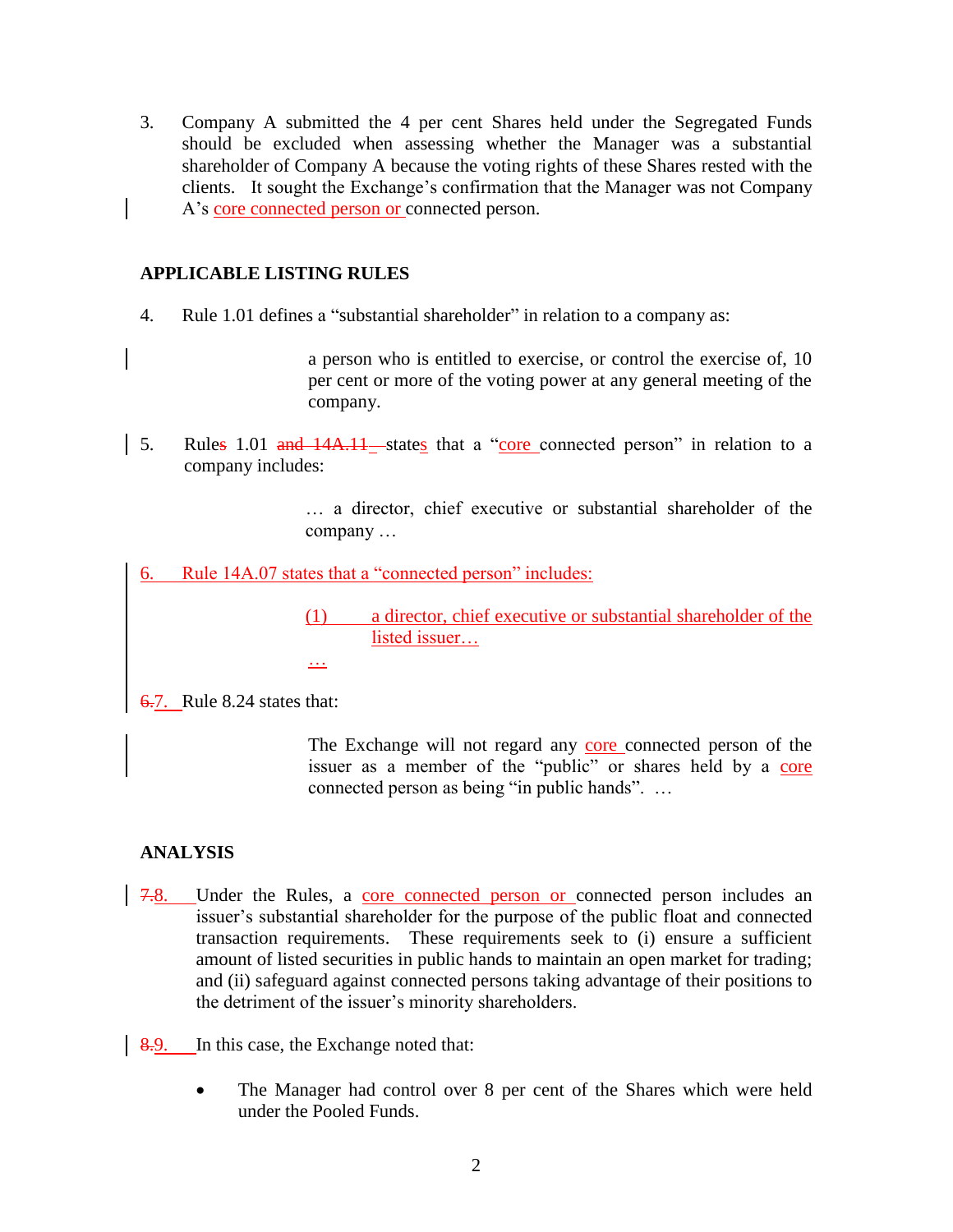3. Company A submitted the 4 per cent Shares held under the Segregated Funds should be excluded when assessing whether the Manager was a substantial shareholder of Company A because the voting rights of these Shares rested with the clients. It sought the Exchange's confirmation that the Manager was not Company A's core connected person or connected person.

**APPLICABLE LISTING RULES**

4. Rule 1.01 defines a "substantial shareholder" in relation to a company as:

> a person who is entitled to exercise, or control the exercise of, 10 per cent or more of the voting power at any general meeting of the company.

5. Rule~~s~~ 1.01 ~~and 14A.11~~ state~~s~~ that a "core connected person" in relation to a company includes:

> … a director, chief executive or substantial shareholder of the company …

6. Rule 14A.07 states that a "connected person" includes:

> (1) a director, chief executive or substantial shareholder of the listed issuer…
>
> …

~~6.~~7. Rule 8.24 states that:

> The Exchange will not regard any core connected person of the issuer as a member of the "public" or shares held by a core connected person as being "in public hands". …

**ANALYSIS**

~~7.~~8. Under the Rules, a core connected person or connected person includes an issuer's substantial shareholder for the purpose of the public float and connected transaction requirements. These requirements seek to (i) ensure a sufficient amount of listed securities in public hands to maintain an open market for trading; and (ii) safeguard against connected persons taking advantage of their positions to the detriment of the issuer's minority shareholders.

~~8.~~9. In this case, the Exchange noted that:

- The Manager had control over 8 per cent of the Shares which were held under the Pooled Funds.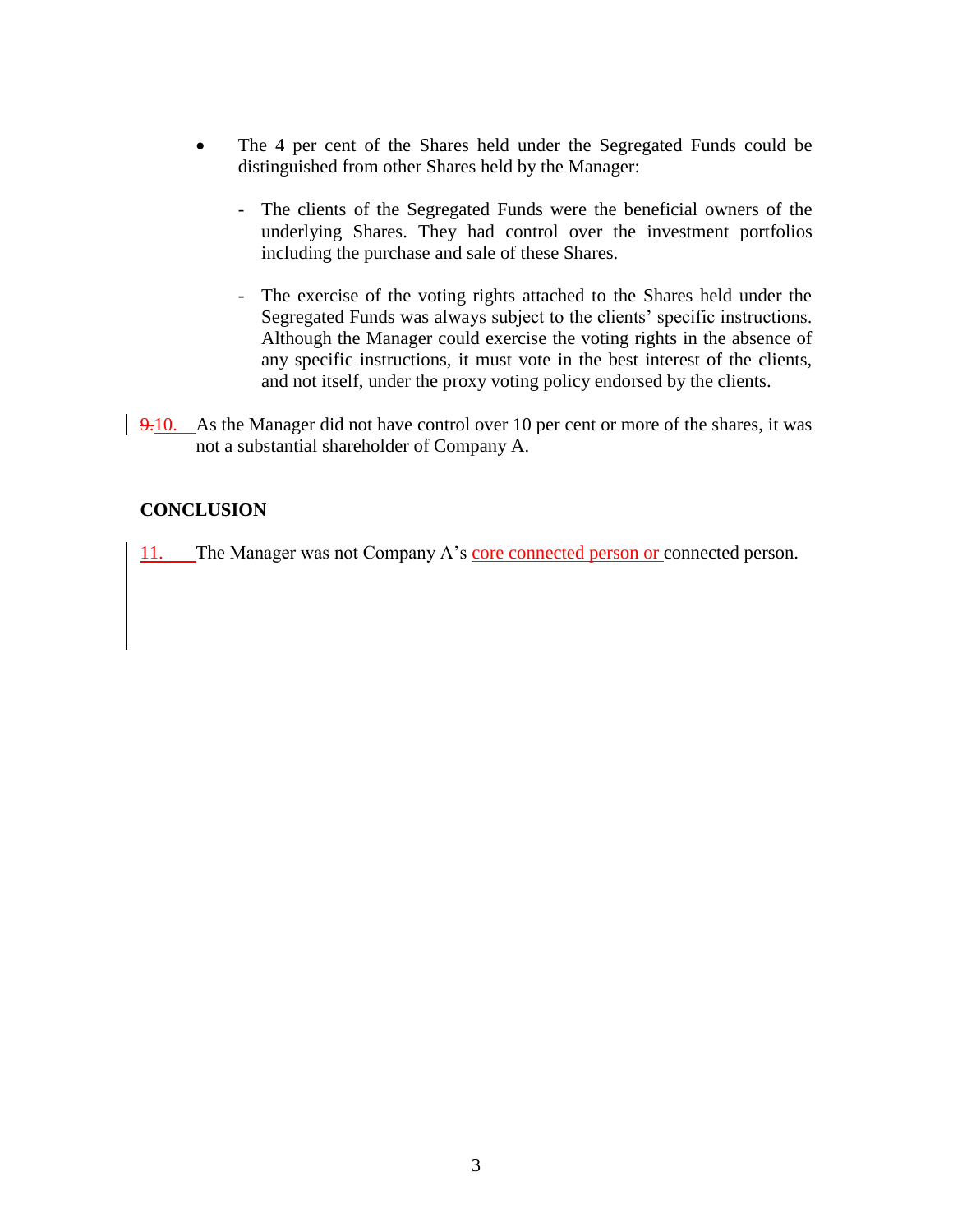- The 4 per cent of the Shares held under the Segregated Funds could be distinguished from other Shares held by the Manager:

  - The clients of the Segregated Funds were the beneficial owners of the underlying Shares. They had control over the investment portfolios including the purchase and sale of these Shares.

  - The exercise of the voting rights attached to the Shares held under the Segregated Funds was always subject to the clients' specific instructions. Although the Manager could exercise the voting rights in the absence of any specific instructions, it must vote in the best interest of the clients, and not itself, under the proxy voting policy endorsed by the clients.

~~9.~~10. As the Manager did not have control over 10 per cent or more of the shares, it was not a substantial shareholder of Company A.

**CONCLUSION**

11. The Manager was not Company A's core connected person or connected person.